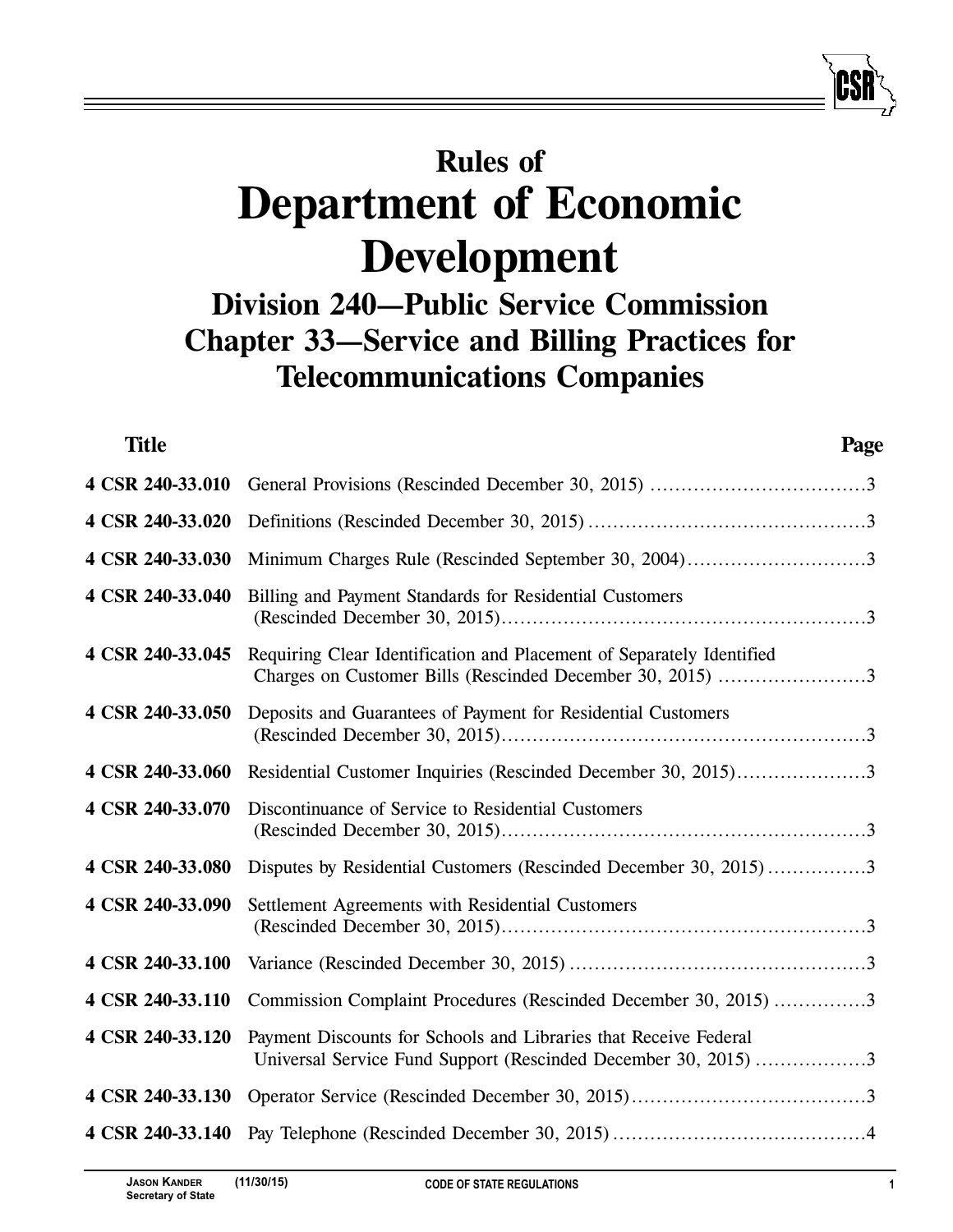# Rules of
# Department of Economic Development

## Division 240—Public Service Commission
## Chapter 33—Service and Billing Practices for Telecommunications Companies

| Title | | Page |
|---|---|---|
| 4 CSR 240-33.010 | General Provisions (Rescinded December 30, 2015) | 3 |
| 4 CSR 240-33.020 | Definitions (Rescinded December 30, 2015) | 3 |
| 4 CSR 240-33.030 | Minimum Charges Rule (Rescinded September 30, 2004) | 3 |
| 4 CSR 240-33.040 | Billing and Payment Standards for Residential Customers (Rescinded December 30, 2015) | 3 |
| 4 CSR 240-33.045 | Requiring Clear Identification and Placement of Separately Identified Charges on Customer Bills (Rescinded December 30, 2015) | 3 |
| 4 CSR 240-33.050 | Deposits and Guarantees of Payment for Residential Customers (Rescinded December 30, 2015) | 3 |
| 4 CSR 240-33.060 | Residential Customer Inquiries (Rescinded December 30, 2015) | 3 |
| 4 CSR 240-33.070 | Discontinuance of Service to Residential Customers (Rescinded December 30, 2015) | 3 |
| 4 CSR 240-33.080 | Disputes by Residential Customers (Rescinded December 30, 2015) | 3 |
| 4 CSR 240-33.090 | Settlement Agreements with Residential Customers (Rescinded December 30, 2015) | 3 |
| 4 CSR 240-33.100 | Variance (Rescinded December 30, 2015) | 3 |
| 4 CSR 240-33.110 | Commission Complaint Procedures (Rescinded December 30, 2015) | 3 |
| 4 CSR 240-33.120 | Payment Discounts for Schools and Libraries that Receive Federal Universal Service Fund Support (Rescinded December 30, 2015) | 3 |
| 4 CSR 240-33.130 | Operator Service (Rescinded December 30, 2015) | 3 |
| 4 CSR 240-33.140 | Pay Telephone (Rescinded December 30, 2015) | 4 |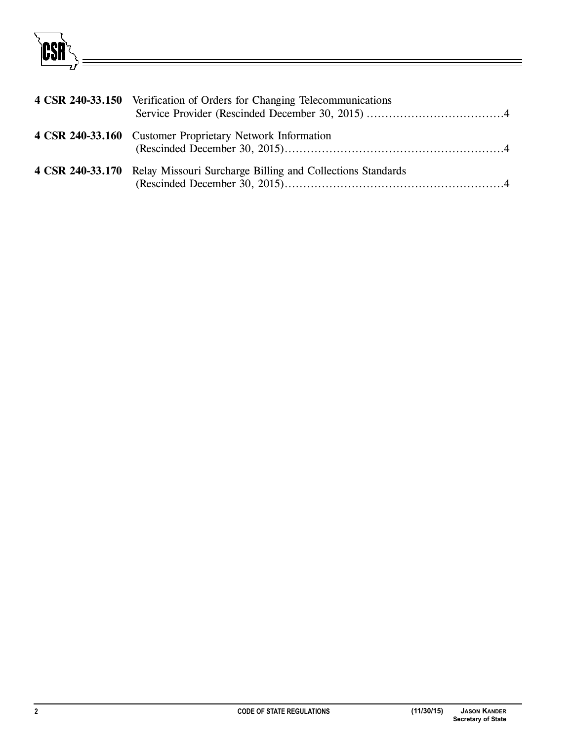**4 CSR 240-33.150** Verification of Orders for Changing Telecommunications Service Provider (Rescinded December 30, 2015) .....................................4

**4 CSR 240-33.160** Customer Proprietary Network Information (Rescinded December 30, 2015)...........................................................4

**4 CSR 240-33.170** Relay Missouri Surcharge Billing and Collections Standards (Rescinded December 30, 2015)...........................................................4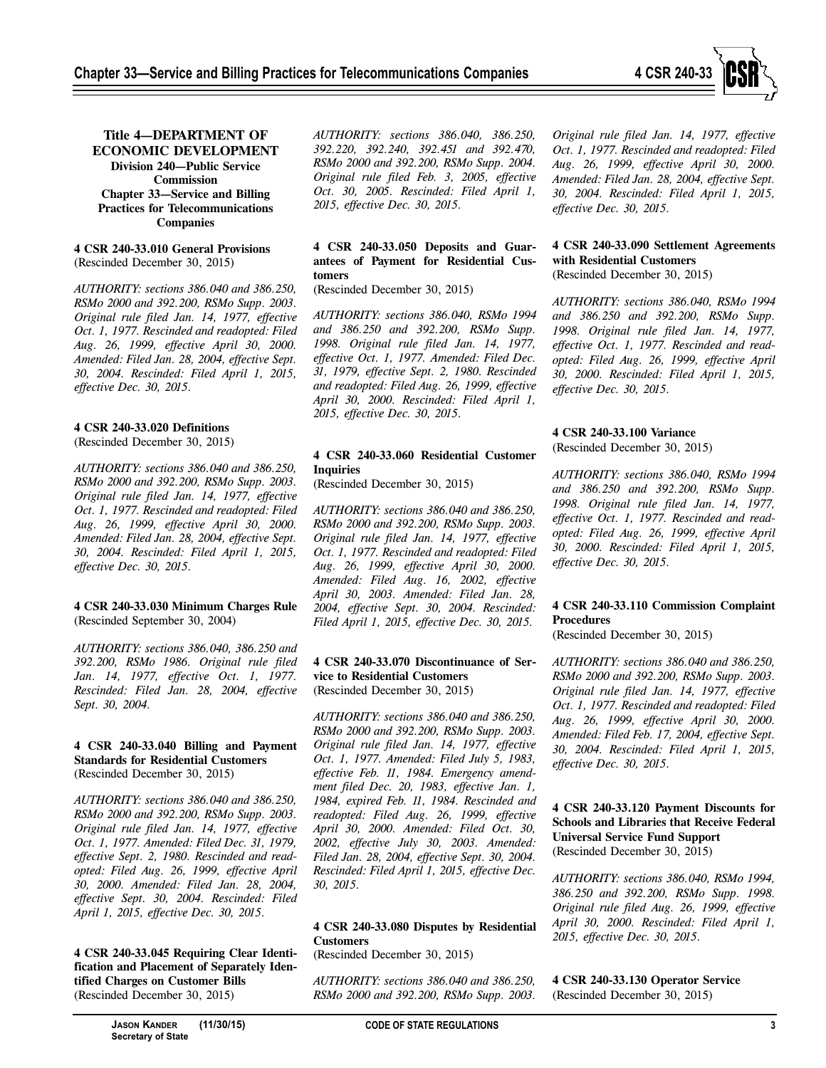**Title 4—DEPARTMENT OF ECONOMIC DEVELOPMENT**
**Division 240—Public Service Commission**
**Chapter 33—Service and Billing Practices for Telecommunications Companies**

**4 CSR 240-33.010 General Provisions**
(Rescinded December 30, 2015)

*AUTHORITY: sections 386.040 and 386.250, RSMo 2000 and 392.200, RSMo Supp. 2003. Original rule filed Jan. 14, 1977, effective Oct. 1, 1977. Rescinded and readopted: Filed Aug. 26, 1999, effective April 30, 2000. Amended: Filed Jan. 28, 2004, effective Sept. 30, 2004. Rescinded: Filed April 1, 2015, effective Dec. 30, 2015.*

**4 CSR 240-33.020 Definitions**
(Rescinded December 30, 2015)

*AUTHORITY: sections 386.040 and 386.250, RSMo 2000 and 392.200, RSMo Supp. 2003. Original rule filed Jan. 14, 1977, effective Oct. 1, 1977. Rescinded and readopted: Filed Aug. 26, 1999, effective April 30, 2000. Amended: Filed Jan. 28, 2004, effective Sept. 30, 2004. Rescinded: Filed April 1, 2015, effective Dec. 30, 2015.*

**4 CSR 240-33.030 Minimum Charges Rule**
(Rescinded September 30, 2004)

*AUTHORITY: sections 386.040, 386.250 and 392.200, RSMo 1986. Original rule filed Jan. 14, 1977, effective Oct. 1, 1977. Rescinded: Filed Jan. 28, 2004, effective Sept. 30, 2004.*

**4 CSR 240-33.040 Billing and Payment Standards for Residential Customers**
(Rescinded December 30, 2015)

*AUTHORITY: sections 386.040 and 386.250, RSMo 2000 and 392.200, RSMo Supp. 2003. Original rule filed Jan. 14, 1977, effective Oct. 1, 1977. Amended: Filed Dec. 31, 1979, effective Sept. 2, 1980. Rescinded and readopted: Filed Aug. 26, 1999, effective April 30, 2000. Amended: Filed Jan. 28, 2004, effective Sept. 30, 2004. Rescinded: Filed April 1, 2015, effective Dec. 30, 2015.*

**4 CSR 240-33.045 Requiring Clear Identification and Placement of Separately Identified Charges on Customer Bills**
(Rescinded December 30, 2015)

*AUTHORITY: sections 386.040, 386.250, 392.220, 392.240, 392.451 and 392.470, RSMo 2000 and 392.200, RSMo Supp. 2004. Original rule filed Feb. 3, 2005, effective Oct. 30, 2005. Rescinded: Filed April 1, 2015, effective Dec. 30, 2015.*

**4 CSR 240-33.050 Deposits and Guarantees of Payment for Residential Customers**
(Rescinded December 30, 2015)

*AUTHORITY: sections 386.040, RSMo 1994 and 386.250 and 392.200, RSMo Supp. 1998. Original rule filed Jan. 14, 1977, effective Oct. 1, 1977. Amended: Filed Dec. 31, 1979, effective Sept. 2, 1980. Rescinded and readopted: Filed Aug. 26, 1999, effective April 30, 2000. Rescinded: Filed April 1, 2015, effective Dec. 30, 2015.*

**4 CSR 240-33.060 Residential Customer Inquiries**
(Rescinded December 30, 2015)

*AUTHORITY: sections 386.040 and 386.250, RSMo 2000 and 392.200, RSMo Supp. 2003. Original rule filed Jan. 14, 1977, effective Oct. 1, 1977. Rescinded and readopted: Filed Aug. 26, 1999, effective April 30, 2000. Amended: Filed Aug. 16, 2002, effective April 30, 2003. Amended: Filed Jan. 28, 2004, effective Sept. 30, 2004. Rescinded: Filed April 1, 2015, effective Dec. 30, 2015.*

**4 CSR 240-33.070 Discontinuance of Service to Residential Customers**
(Rescinded December 30, 2015)

*AUTHORITY: sections 386.040 and 386.250, RSMo 2000 and 392.200, RSMo Supp. 2003. Original rule filed Jan. 14, 1977, effective Oct. 1, 1977. Amended: Filed July 5, 1983, effective Feb. 11, 1984. Emergency amendment filed Dec. 20, 1983, effective Jan. 1, 1984, expired Feb. 11, 1984. Rescinded and readopted: Filed Aug. 26, 1999, effective April 30, 2000. Amended: Filed Oct. 30, 2002, effective July 30, 2003. Amended: Filed Jan. 28, 2004, effective Sept. 30, 2004. Rescinded: Filed April 1, 2015, effective Dec. 30, 2015.*

**4 CSR 240-33.080 Disputes by Residential Customers**
(Rescinded December 30, 2015)

*AUTHORITY: sections 386.040 and 386.250, RSMo 2000 and 392.200, RSMo Supp. 2003. Original rule filed Jan. 14, 1977, effective Oct. 1, 1977. Rescinded and readopted: Filed Aug. 26, 1999, effective April 30, 2000. Amended: Filed Jan. 28, 2004, effective Sept. 30, 2004. Rescinded: Filed April 1, 2015, effective Dec. 30, 2015.*

**4 CSR 240-33.090 Settlement Agreements with Residential Customers**
(Rescinded December 30, 2015)

*AUTHORITY: sections 386.040, RSMo 1994 and 386.250 and 392.200, RSMo Supp. 1998. Original rule filed Jan. 14, 1977, effective Oct. 1, 1977. Rescinded and readopted: Filed Aug. 26, 1999, effective April 30, 2000. Rescinded: Filed April 1, 2015, effective Dec. 30, 2015.*

**4 CSR 240-33.100 Variance**
(Rescinded December 30, 2015)

*AUTHORITY: sections 386.040, RSMo 1994 and 386.250 and 392.200, RSMo Supp. 1998. Original rule filed Jan. 14, 1977, effective Oct. 1, 1977. Rescinded and readopted: Filed Aug. 26, 1999, effective April 30, 2000. Rescinded: Filed April 1, 2015, effective Dec. 30, 2015.*

**4 CSR 240-33.110 Commission Complaint Procedures**
(Rescinded December 30, 2015)

*AUTHORITY: sections 386.040 and 386.250, RSMo 2000 and 392.200, RSMo Supp. 2003. Original rule filed Jan. 14, 1977, effective Oct. 1, 1977. Rescinded and readopted: Filed Aug. 26, 1999, effective April 30, 2000. Amended: Filed Feb. 17, 2004, effective Sept. 30, 2004. Rescinded: Filed April 1, 2015, effective Dec. 30, 2015.*

**4 CSR 240-33.120 Payment Discounts for Schools and Libraries that Receive Federal Universal Service Fund Support**
(Rescinded December 30, 2015)

*AUTHORITY: sections 386.040, RSMo 1994, 386.250 and 392.200, RSMo Supp. 1998. Original rule filed Aug. 26, 1999, effective April 30, 2000. Rescinded: Filed April 1, 2015, effective Dec. 30, 2015.*

**4 CSR 240-33.130 Operator Service**
(Rescinded December 30, 2015)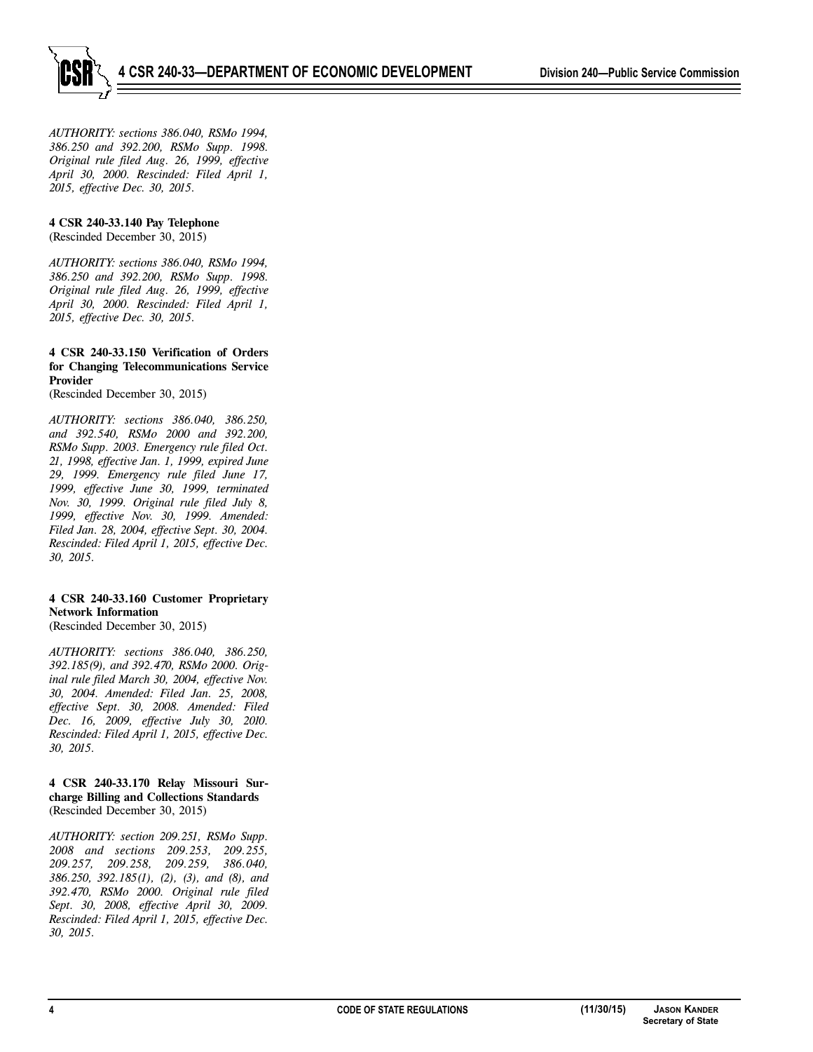*AUTHORITY: sections 386.040, RSMo 1994, 386.250 and 392.200, RSMo Supp. 1998. Original rule filed Aug. 26, 1999, effective April 30, 2000. Rescinded: Filed April 1, 2015, effective Dec. 30, 2015.*

**4 CSR 240-33.140 Pay Telephone**
(Rescinded December 30, 2015)

*AUTHORITY: sections 386.040, RSMo 1994, 386.250 and 392.200, RSMo Supp. 1998. Original rule filed Aug. 26, 1999, effective April 30, 2000. Rescinded: Filed April 1, 2015, effective Dec. 30, 2015.*

**4 CSR 240-33.150 Verification of Orders for Changing Telecommunications Service Provider**
(Rescinded December 30, 2015)

*AUTHORITY: sections 386.040, 386.250, and 392.540, RSMo 2000 and 392.200, RSMo Supp. 2003. Emergency rule filed Oct. 21, 1998, effective Jan. 1, 1999, expired June 29, 1999. Emergency rule filed June 17, 1999, effective June 30, 1999, terminated Nov. 30, 1999. Original rule filed July 8, 1999, effective Nov. 30, 1999. Amended: Filed Jan. 28, 2004, effective Sept. 30, 2004. Rescinded: Filed April 1, 2015, effective Dec. 30, 2015.*

**4 CSR 240-33.160 Customer Proprietary Network Information**
(Rescinded December 30, 2015)

*AUTHORITY: sections 386.040, 386.250, 392.185(9), and 392.470, RSMo 2000. Original rule filed March 30, 2004, effective Nov. 30, 2004. Amended: Filed Jan. 25, 2008, effective Sept. 30, 2008. Amended: Filed Dec. 16, 2009, effective July 30, 2010. Rescinded: Filed April 1, 2015, effective Dec. 30, 2015.*

**4 CSR 240-33.170 Relay Missouri Surcharge Billing and Collections Standards**
(Rescinded December 30, 2015)

*AUTHORITY: section 209.251, RSMo Supp. 2008 and sections 209.253, 209.255, 209.257, 209.258, 209.259, 386.040, 386.250, 392.185(1), (2), (3), and (8), and 392.470, RSMo 2000. Original rule filed Sept. 30, 2008, effective April 30, 2009. Rescinded: Filed April 1, 2015, effective Dec. 30, 2015.*